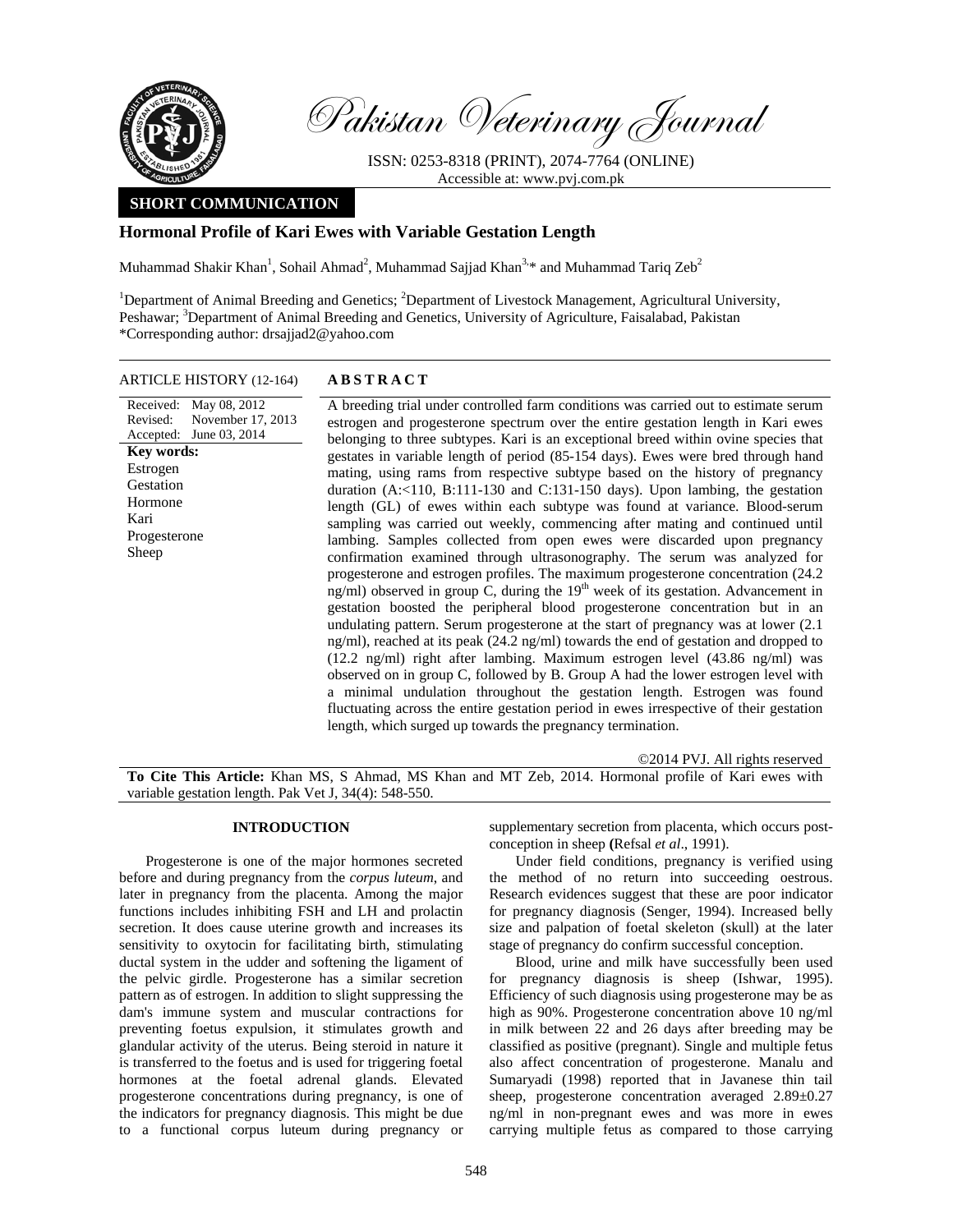# Pakistan Veterinary Journal

ISSN: 0253-8318 (PRINT), 2074-7764 (ONLINE)
Accessible at: www.pvj.com.pk

**SHORT COMMUNICATION**

## Hormonal Profile of Kari Ewes with Variable Gestation Length

Muhammad Shakir Khan[1], Sohail Ahmad[2], Muhammad Sajjad Khan[3,*] and Muhammad Tariq Zeb[2]

[1]Department of Animal Breeding and Genetics; [2]Department of Livestock Management, Agricultural University, Peshawar; [3]Department of Animal Breeding and Genetics, University of Agriculture, Faisalabad, Pakistan
*Corresponding author: drsajjad2@yahoo.com

**ARTICLE HISTORY** (12-164)

Received: May 08, 2012
Revised: November 17, 2013
Accepted: June 03, 2014

**Key words:**
Estrogen
Gestation
Hormone
Kari
Progesterone
Sheep

**A B S T R A C T**

A breeding trial under controlled farm conditions was carried out to estimate serum estrogen and progesterone spectrum over the entire gestation length in Kari ewes belonging to three subtypes. Kari is an exceptional breed within ovine species that gestates in variable length of period (85-154 days). Ewes were bred through hand mating, using rams from respective subtype based on the history of pregnancy duration (A:<110, B:111-130 and C:131-150 days). Upon lambing, the gestation length (GL) of ewes within each subtype was found at variance. Blood-serum sampling was carried out weekly, commencing after mating and continued until lambing. Samples collected from open ewes were discarded upon pregnancy confirmation examined through ultrasonography. The serum was analyzed for progesterone and estrogen profiles. The maximum progesterone concentration (24.2 ng/ml) observed in group C, during the 19th week of its gestation. Advancement in gestation boosted the peripheral blood progesterone concentration but in an undulating pattern. Serum progesterone at the start of pregnancy was at lower (2.1 ng/ml), reached at its peak (24.2 ng/ml) towards the end of gestation and dropped to (12.2 ng/ml) right after lambing. Maximum estrogen level (43.86 ng/ml) was observed on in group C, followed by B. Group A had the lower estrogen level with a minimal undulation throughout the gestation length. Estrogen was found fluctuating across the entire gestation period in ewes irrespective of their gestation length, which surged up towards the pregnancy termination.

©2014 PVJ. All rights reserved

**To Cite This Article:** Khan MS, S Ahmad, MS Khan and MT Zeb, 2014. Hormonal profile of Kari ewes with variable gestation length. Pak Vet J, 34(4): 548-550.

## INTRODUCTION

Progesterone is one of the major hormones secreted before and during pregnancy from the *corpus luteum*, and later in pregnancy from the placenta. Among the major functions includes inhibiting FSH and LH and prolactin secretion. It does cause uterine growth and increases its sensitivity to oxytocin for facilitating birth, stimulating ductal system in the udder and softening the ligament of the pelvic girdle. Progesterone has a similar secretion pattern as of estrogen. In addition to slight suppressing the dam's immune system and muscular contractions for preventing foetus expulsion, it stimulates growth and glandular activity of the uterus. Being steroid in nature it is transferred to the foetus and is used for triggering foetal hormones at the foetal adrenal glands. Elevated progesterone concentrations during pregnancy, is one of the indicators for pregnancy diagnosis. This might be due to a functional corpus luteum during pregnancy or supplementary secretion from placenta, which occurs post-conception in sheep **(**Refsal *et al*., 1991).

Under field conditions, pregnancy is verified using the method of no return into succeeding oestrous. Research evidences suggest that these are poor indicator for pregnancy diagnosis (Senger, 1994). Increased belly size and palpation of foetal skeleton (skull) at the later stage of pregnancy do confirm successful conception.

Blood, urine and milk have successfully been used for pregnancy diagnosis is sheep (Ishwar, 1995). Efficiency of such diagnosis using progesterone may be as high as 90%. Progesterone concentration above 10 ng/ml in milk between 22 and 26 days after breeding may be classified as positive (pregnant). Single and multiple fetus also affect concentration of progesterone. Manalu and Sumaryadi (1998) reported that in Javanese thin tail sheep, progesterone concentration averaged 2.89±0.27 ng/ml in non-pregnant ewes and was more in ewes carrying multiple fetus as compared to those carrying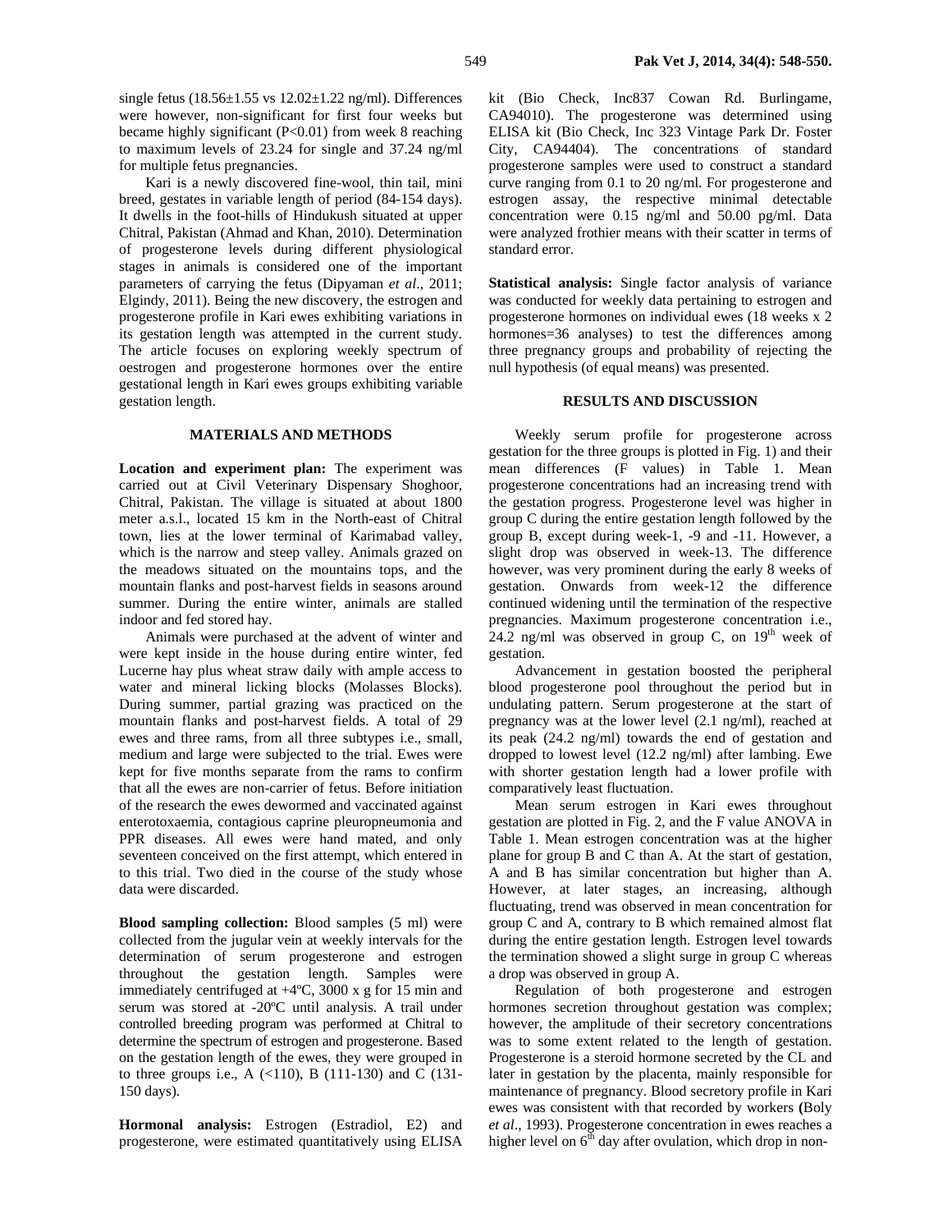single fetus (18.56±1.55 vs 12.02±1.22 ng/ml). Differences were however, non-significant for first four weeks but became highly significant (P<0.01) from week 8 reaching to maximum levels of 23.24 for single and 37.24 ng/ml for multiple fetus pregnancies.

Kari is a newly discovered fine-wool, thin tail, mini breed, gestates in variable length of period (84-154 days). It dwells in the foot-hills of Hindukush situated at upper Chitral, Pakistan (Ahmad and Khan, 2010). Determination of progesterone levels during different physiological stages in animals is considered one of the important parameters of carrying the fetus (Dipyaman *et al*., 2011; Elgindy, 2011). Being the new discovery, the estrogen and progesterone profile in Kari ewes exhibiting variations in its gestation length was attempted in the current study. The article focuses on exploring weekly spectrum of oestrogen and progesterone hormones over the entire gestational length in Kari ewes groups exhibiting variable gestation length.

## MATERIALS AND METHODS

**Location and experiment plan:** The experiment was carried out at Civil Veterinary Dispensary Shoghoor, Chitral, Pakistan. The village is situated at about 1800 meter a.s.l., located 15 km in the North-east of Chitral town, lies at the lower terminal of Karimabad valley, which is the narrow and steep valley. Animals grazed on the meadows situated on the mountains tops, and the mountain flanks and post-harvest fields in seasons around summer. During the entire winter, animals are stalled indoor and fed stored hay.

Animals were purchased at the advent of winter and were kept inside in the house during entire winter, fed Lucerne hay plus wheat straw daily with ample access to water and mineral licking blocks (Molasses Blocks). During summer, partial grazing was practiced on the mountain flanks and post-harvest fields. A total of 29 ewes and three rams, from all three subtypes i.e., small, medium and large were subjected to the trial. Ewes were kept for five months separate from the rams to confirm that all the ewes are non-carrier of fetus. Before initiation of the research the ewes dewormed and vaccinated against enterotoxaemia, contagious caprine pleuropneumonia and PPR diseases. All ewes were hand mated, and only seventeen conceived on the first attempt, which entered in to this trial. Two died in the course of the study whose data were discarded.

**Blood sampling collection:** Blood samples (5 ml) were collected from the jugular vein at weekly intervals for the determination of serum progesterone and estrogen throughout the gestation length. Samples were immediately centrifuged at +4ºC, 3000 x g for 15 min and serum was stored at -20ºC until analysis. A trail under controlled breeding program was performed at Chitral to determine the spectrum of estrogen and progesterone. Based on the gestation length of the ewes, they were grouped in to three groups i.e., A (<110), B (111-130) and C (131-150 days).

**Hormonal analysis:** Estrogen (Estradiol, E2) and progesterone, were estimated quantitatively using ELISA kit (Bio Check, Inc837 Cowan Rd. Burlingame, CA94010). The progesterone was determined using ELISA kit (Bio Check, Inc 323 Vintage Park Dr. Foster City, CA94404). The concentrations of standard progesterone samples were used to construct a standard curve ranging from 0.1 to 20 ng/ml. For progesterone and estrogen assay, the respective minimal detectable concentration were 0.15 ng/ml and 50.00 pg/ml. Data were analyzed frothier means with their scatter in terms of standard error.

**Statistical analysis:** Single factor analysis of variance was conducted for weekly data pertaining to estrogen and progesterone hormones on individual ewes (18 weeks x 2 hormones=36 analyses) to test the differences among three pregnancy groups and probability of rejecting the null hypothesis (of equal means) was presented.

## RESULTS AND DISCUSSION

Weekly serum profile for progesterone across gestation for the three groups is plotted in Fig. 1) and their mean differences (F values) in Table 1. Mean progesterone concentrations had an increasing trend with the gestation progress. Progesterone level was higher in group C during the entire gestation length followed by the group B, except during week-1, -9 and -11. However, a slight drop was observed in week-13. The difference however, was very prominent during the early 8 weeks of gestation. Onwards from week-12 the difference continued widening until the termination of the respective pregnancies. Maximum progesterone concentration i.e., 24.2 ng/ml was observed in group C, on 19th week of gestation.

Advancement in gestation boosted the peripheral blood progesterone pool throughout the period but in undulating pattern. Serum progesterone at the start of pregnancy was at the lower level (2.1 ng/ml), reached at its peak (24.2 ng/ml) towards the end of gestation and dropped to lowest level (12.2 ng/ml) after lambing. Ewe with shorter gestation length had a lower profile with comparatively least fluctuation.

Mean serum estrogen in Kari ewes throughout gestation are plotted in Fig. 2, and the F value ANOVA in Table 1. Mean estrogen concentration was at the higher plane for group B and C than A. At the start of gestation, A and B has similar concentration but higher than A. However, at later stages, an increasing, although fluctuating, trend was observed in mean concentration for group C and A, contrary to B which remained almost flat during the entire gestation length. Estrogen level towards the termination showed a slight surge in group C whereas a drop was observed in group A.

Regulation of both progesterone and estrogen hormones secretion throughout gestation was complex; however, the amplitude of their secretory concentrations was to some extent related to the length of gestation. Progesterone is a steroid hormone secreted by the CL and later in gestation by the placenta, mainly responsible for maintenance of pregnancy. Blood secretory profile in Kari ewes was consistent with that recorded by workers **(**Boly *et al*., 1993). Progesterone concentration in ewes reaches a higher level on 6th day after ovulation, which drop in non-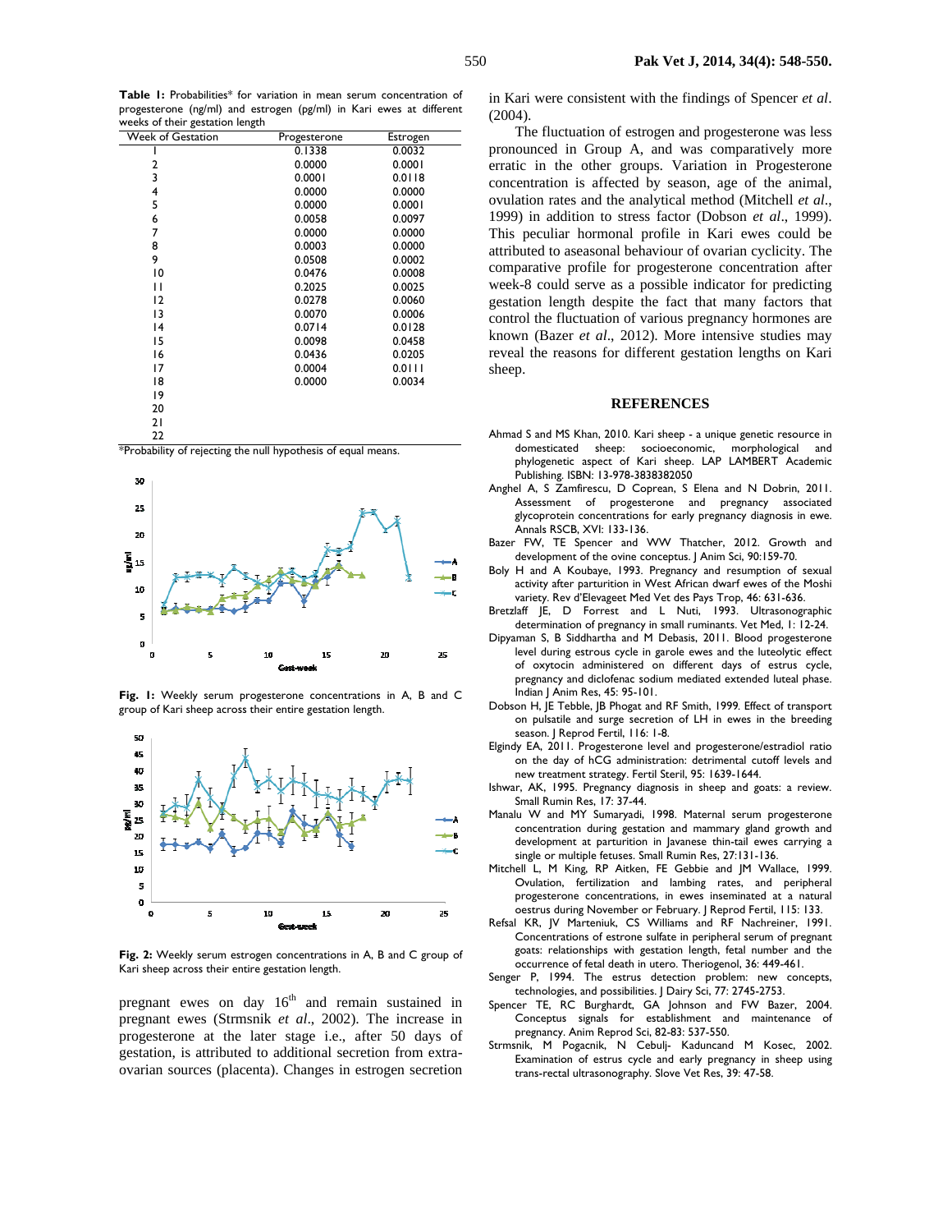**Table 1:** Probabilities* for variation in mean serum concentration of progesterone (ng/ml) and estrogen (pg/ml) in Kari ewes at different weeks of their gestation length

| Week of Gestation | Progesterone | Estrogen |
|---|---|---|
| 1 | 0.1338 | 0.0032 |
| 2 | 0.0000 | 0.0001 |
| 3 | 0.0001 | 0.0118 |
| 4 | 0.0000 | 0.0000 |
| 5 | 0.0000 | 0.0001 |
| 6 | 0.0058 | 0.0097 |
| 7 | 0.0000 | 0.0000 |
| 8 | 0.0003 | 0.0000 |
| 9 | 0.0508 | 0.0002 |
| 10 | 0.0476 | 0.0008 |
| 11 | 0.2025 | 0.0025 |
| 12 | 0.0278 | 0.0060 |
| 13 | 0.0070 | 0.0006 |
| 14 | 0.0714 | 0.0128 |
| 15 | 0.0098 | 0.0458 |
| 16 | 0.0436 | 0.0205 |
| 17 | 0.0004 | 0.0111 |
| 18 | 0.0000 | 0.0034 |
| 19 | | |
| 20 | | |
| 21 | | |
| 22 | | |

*Probability of rejecting the null hypothesis of equal means.

30
25
20
15
10
5
0
ng/ml
0 5 10 15 20 25
Gest-week
A
B
C

**Fig. 1:** Weekly serum progesterone concentrations in A, B and C group of Kari sheep across their entire gestation length.

50
45
40
35
30
25
20
15
10
5
0
pg/ml
0 5 10 15 20 25
Gest-week
A
B
C

**Fig. 2:** Weekly serum estrogen concentrations in A, B and C group of Kari sheep across their entire gestation length.

pregnant ewes on day 16th and remain sustained in pregnant ewes (Strmsnik *et al*., 2002). The increase in progesterone at the later stage i.e., after 50 days of gestation, is attributed to additional secretion from extra-ovarian sources (placenta). Changes in estrogen secretion in Kari were consistent with the findings of Spencer *et al*. (2004).

The fluctuation of estrogen and progesterone was less pronounced in Group A, and was comparatively more erratic in the other groups. Variation in Progesterone concentration is affected by season, age of the animal, ovulation rates and the analytical method (Mitchell *et al*., 1999) in addition to stress factor (Dobson *et al*., 1999). This peculiar hormonal profile in Kari ewes could be attributed to aseasonal behaviour of ovarian cyclicity. The comparative profile for progesterone concentration after week-8 could serve as a possible indicator for predicting gestation length despite the fact that many factors that control the fluctuation of various pregnancy hormones are known (Bazer *et al*., 2012). More intensive studies may reveal the reasons for different gestation lengths on Kari sheep.

## REFERENCES

Ahmad S and MS Khan, 2010. Kari sheep - a unique genetic resource in domesticated sheep: socioeconomic, morphological and phylogenetic aspect of Kari sheep. LAP LAMBERT Academic Publishing. ISBN: 13-978-3838382050

Anghel A, S Zamfirescu, D Coprean, S Elena and N Dobrin, 2011. Assessment of progesterone and pregnancy associated glycoprotein concentrations for early pregnancy diagnosis in ewe. Annals RSCB, XVI: 133-136.

Bazer FW, TE Spencer and WW Thatcher, 2012. Growth and development of the ovine conceptus. J Anim Sci, 90:159-70.

Boly H and A Koubaye, 1993. Pregnancy and resumption of sexual activity after parturition in West African dwarf ewes of the Moshi variety. Rev d'Elevageet Med Vet des Pays Trop, 46: 631-636.

Bretzlaff JE, D Forrest and L Nuti, 1993. Ultrasonographic determination of pregnancy in small ruminants. Vet Med, 1: 12-24.

Dipyaman S, B Siddhartha and M Debasis, 2011. Blood progesterone level during estrous cycle in garole ewes and the luteolytic effect of oxytocin administered on different days of estrus cycle, pregnancy and diclofenac sodium mediated extended luteal phase. Indian J Anim Res, 45: 95-101.

Dobson H, JE Tebble, JB Phogat and RF Smith, 1999. Effect of transport on pulsatile and surge secretion of LH in ewes in the breeding season. J Reprod Fertil, 116: 1-8.

Elgindy EA, 2011. Progesterone level and progesterone/estradiol ratio on the day of hCG administration: detrimental cutoff levels and new treatment strategy. Fertil Steril, 95: 1639-1644.

Ishwar, AK, 1995. Pregnancy diagnosis in sheep and goats: a review. Small Rumin Res, 17: 37-44.

Manalu W and MY Sumaryadi, 1998. Maternal serum progesterone concentration during gestation and mammary gland growth and development at parturition in Javanese thin-tail ewes carrying a single or multiple fetuses. Small Rumin Res, 27:131-136.

Mitchell L, M King, RP Aitken, FE Gebbie and JM Wallace, 1999. Ovulation, fertilization and lambing rates, and peripheral progesterone concentrations, in ewes inseminated at a natural oestrus during November or February. J Reprod Fertil, 115: 133.

Refsal KR, JV Marteniuk, CS Williams and RF Nachreiner, 1991. Concentrations of estrone sulfate in peripheral serum of pregnant goats: relationships with gestation length, fetal number and the occurrence of fetal death in utero. Theriogenol, 36: 449-461.

Senger P, 1994. The estrus detection problem: new concepts, technologies, and possibilities. J Dairy Sci, 77: 2745-2753.

Spencer TE, RC Burghardt, GA Johnson and FW Bazer, 2004. Conceptus signals for establishment and maintenance of pregnancy. Anim Reprod Sci, 82-83: 537-550.

Strmsnik, M Pogacnik, N Cebulj- Kaduncand M Kosec, 2002. Examination of estrus cycle and early pregnancy in sheep using trans-rectal ultrasonography. Slove Vet Res, 39: 47-58.